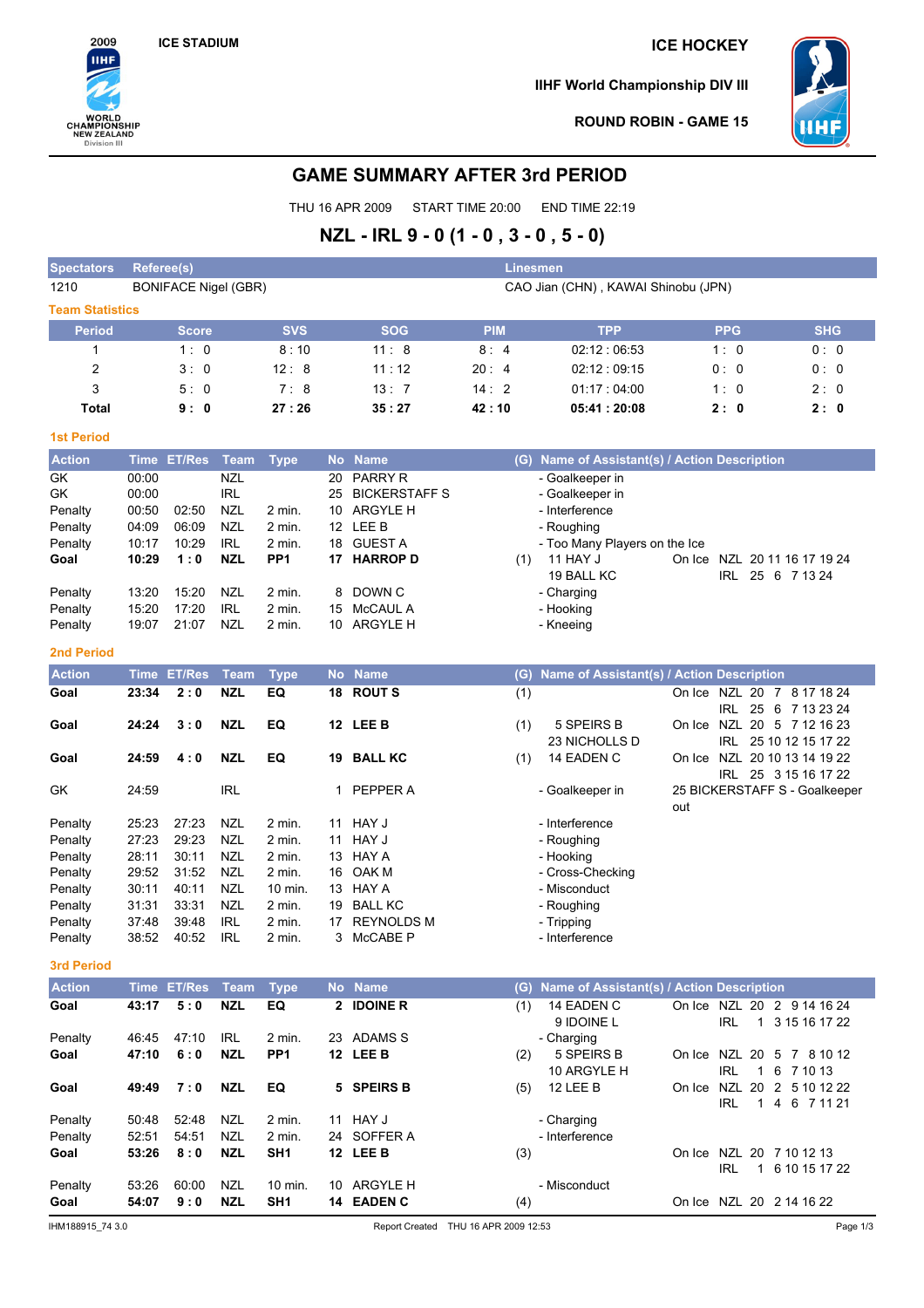2009 IIHF WORLD CHAMPIONSHIP NEW ZEALAND Division III

ICE STADIUM

**ICE HOCKEY**

**IIHF World Championship DIV III**

**ROUND ROBIN - GAME 15**

# GAME SUMMARY AFTER 3rd PERIOD

THU 16 APR 2009 START TIME 20:00 END TIME 22:19

## NZL - IRL 9 - 0 (1 - 0 , 3 - 0 , 5 - 0)

| Spectators | Referee(s) | Linesmen |
|---|---|---|
| 1210 | BONIFACE Nigel (GBR) | CAO Jian (CHN) , KAWAI Shinobu (JPN) |

### Team Statistics

| Period | Score | SVS | SOG | PIM | TPP | PPG | SHG |
|---|---|---|---|---|---|---|---|
| 1 | 1 : 0 | 8 : 10 | 11 : 8 | 8 : 4 | 02:12 : 06:53 | 1 : 0 | 0 : 0 |
| 2 | 3 : 0 | 12 : 8 | 11 : 12 | 20 : 4 | 02:12 : 09:15 | 0 : 0 | 0 : 0 |
| 3 | 5 : 0 | 7 : 8 | 13 : 7 | 14 : 2 | 01:17 : 04:00 | 1 : 0 | 2 : 0 |
| **Total** | **9 : 0** | **27 : 26** | **35 : 27** | **42 : 10** | **05:41 : 20:08** | **2 : 0** | **2 : 0** |

### 1st Period

| Action | Time | ET/Res | Team | Type | No | Name | (G) | Name of Assistant(s) / Action Description | On Ice |
|---|---|---|---|---|---|---|---|---|---|
| GK | 00:00 | | NZL | | 20 | PARRY R | | - Goalkeeper in | |
| GK | 00:00 | | IRL | | 25 | BICKERSTAFF S | | - Goalkeeper in | |
| Penalty | 00:50 | 02:50 | NZL | 2 min. | 10 | ARGYLE H | | - Interference | |
| Penalty | 04:09 | 06:09 | NZL | 2 min. | 12 | LEE B | | - Roughing | |
| Penalty | 10:17 | 10:29 | IRL | 2 min. | 18 | GUEST A | | - Too Many Players on the Ice | |
| **Goal** | **10:29** | **1 : 0** | **NZL** | **PP1** | **17** | **HARROP D** | (1) | 11 HAY J, 19 BALL KC | NZL 20 11 16 17 19 24 / IRL 25 6 7 13 24 |
| Penalty | 13:20 | 15:20 | NZL | 2 min. | 8 | DOWN C | | - Charging | |
| Penalty | 15:20 | 17:20 | IRL | 2 min. | 15 | McCAUL A | | - Hooking | |
| Penalty | 19:07 | 21:07 | NZL | 2 min. | 10 | ARGYLE H | | - Kneeing | |

### 2nd Period

| Action | Time | ET/Res | Team | Type | No | Name | (G) | Name of Assistant(s) / Action Description | On Ice |
|---|---|---|---|---|---|---|---|---|---|
| **Goal** | **23:34** | **2 : 0** | **NZL** | **EQ** | **18** | **ROUT S** | (1) | | NZL 20 7 8 17 18 24 / IRL 25 6 7 13 23 24 |
| **Goal** | **24:24** | **3 : 0** | **NZL** | **EQ** | **12** | **LEE B** | (1) | 5 SPEIRS B, 23 NICHOLLS D | NZL 20 5 7 12 16 23 / IRL 25 10 12 15 17 22 |
| **Goal** | **24:59** | **4 : 0** | **NZL** | **EQ** | **19** | **BALL KC** | (1) | 14 EADEN C | NZL 20 10 13 14 19 22 / IRL 25 3 15 16 17 22 |
| GK | 24:59 | | IRL | | 1 | PEPPER A | | - Goalkeeper in | 25 BICKERSTAFF S - Goalkeeper out |
| Penalty | 25:23 | 27:23 | NZL | 2 min. | 11 | HAY J | | - Interference | |
| Penalty | 27:23 | 29:23 | NZL | 2 min. | 11 | HAY J | | - Roughing | |
| Penalty | 28:11 | 30:11 | NZL | 2 min. | 13 | HAY A | | - Hooking | |
| Penalty | 29:52 | 31:52 | NZL | 2 min. | 16 | OAK M | | - Cross-Checking | |
| Penalty | 30:11 | 40:11 | NZL | 10 min. | 13 | HAY A | | - Misconduct | |
| Penalty | 31:31 | 33:31 | NZL | 2 min. | 19 | BALL KC | | - Roughing | |
| Penalty | 37:48 | 39:48 | IRL | 2 min. | 17 | REYNOLDS M | | - Tripping | |
| Penalty | 38:52 | 40:52 | IRL | 2 min. | 3 | McCABE P | | - Interference | |

### 3rd Period

| Action | Time | ET/Res | Team | Type | No | Name | (G) | Name of Assistant(s) / Action Description | On Ice |
|---|---|---|---|---|---|---|---|---|---|
| **Goal** | **43:17** | **5 : 0** | **NZL** | **EQ** | **2** | **IDOINE R** | (1) | 14 EADEN C, 9 IDOINE L | NZL 20 2 9 14 16 24 / IRL 1 3 15 16 17 22 |
| Penalty | 46:45 | 47:10 | IRL | 2 min. | 23 | ADAMS S | | - Charging | |
| **Goal** | **47:10** | **6 : 0** | **NZL** | **PP1** | **12** | **LEE B** | (2) | 5 SPEIRS B, 10 ARGYLE H | NZL 20 5 7 8 10 12 / IRL 1 6 7 10 13 |
| **Goal** | **49:49** | **7 : 0** | **NZL** | **EQ** | **5** | **SPEIRS B** | (5) | 12 LEE B | NZL 20 2 5 10 12 22 / IRL 1 4 6 7 11 21 |
| Penalty | 50:48 | 52:48 | NZL | 2 min. | 11 | HAY J | | - Charging | |
| Penalty | 52:51 | 54:51 | NZL | 2 min. | 24 | SOFFER A | | - Interference | |
| **Goal** | **53:26** | **8 : 0** | **NZL** | **SH1** | **12** | **LEE B** | (3) | | NZL 20 7 10 12 13 / IRL 1 6 10 15 17 22 |
| Penalty | 53:26 | 60:00 | NZL | 10 min. | 10 | ARGYLE H | | - Misconduct | |
| **Goal** | **54:07** | **9 : 0** | **NZL** | **SH1** | **14** | **EADEN C** | (4) | | NZL 20 2 14 16 22 |

IHM188915_74 3.0 Report Created THU 16 APR 2009 12:53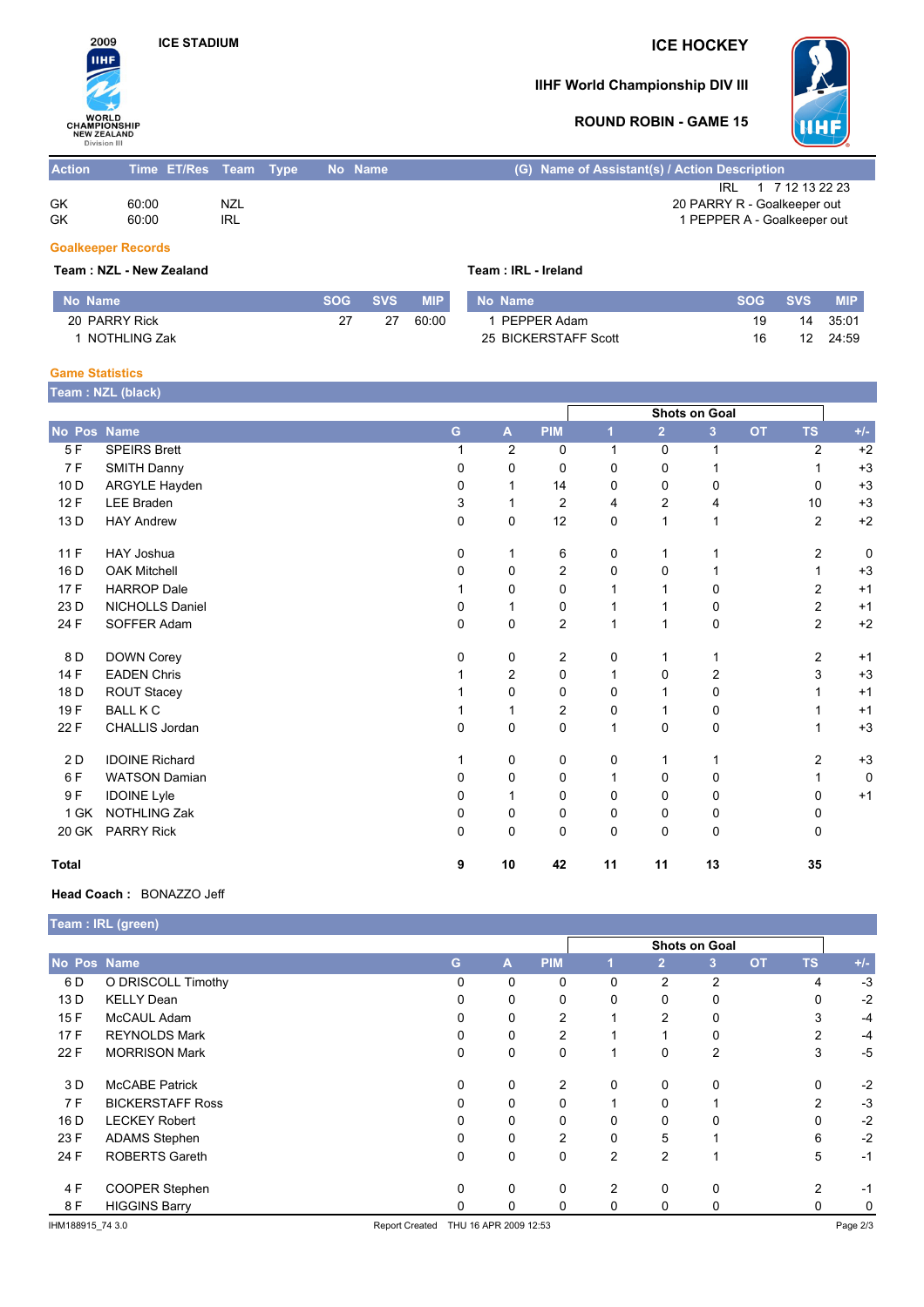2009 IIHF WORLD CHAMPIONSHIP NEW ZEALAND Division III

ICE STADIUM

# ICE HOCKEY

## IIHF World Championship DIV III

### ROUND ROBIN - GAME 15

| Action | Time | ET/Res | Team | Type | No | Name | (G) Name of Assistant(s) / Action Description |
|---|---|---|---|---|---|---|---|
| | | | | | | | IRL 1 7 12 13 22 23 |
| GK | 60:00 | | NZL | | | | 20 PARRY R - Goalkeeper out |
| GK | 60:00 | | IRL | | | | 1 PEPPER A - Goalkeeper out |

## Goalkeeper Records

**Team : NZL - New Zealand**

| No | Name | SOG | SVS | MIP |
|---|---|---|---|---|
| 20 | PARRY Rick | 27 | 27 | 60:00 |
| 1 | NOTHLING Zak | | | |

**Team : IRL - Ireland**

| No | Name | SOG | SVS | MIP |
|---|---|---|---|---|
| 1 | PEPPER Adam | 19 | 14 | 35:01 |
| 25 | BICKERSTAFF Scott | 16 | 12 | 24:59 |

## Game Statistics

**Team : NZL (black)**

| No | Pos | Name | G | A | PIM | Shots on Goal 1 | 2 | 3 | OT | TS | +/- |
|---|---|---|---|---|---|---|---|---|---|---|---|
| 5 | F | SPEIRS Brett | 1 | 2 | 0 | 1 | 0 | 1 | | 2 | +2 |
| 7 | F | SMITH Danny | 0 | 0 | 0 | 0 | 0 | 1 | | 1 | +3 |
| 10 | D | ARGYLE Hayden | 0 | 1 | 14 | 0 | 0 | 0 | | 0 | +3 |
| 12 | F | LEE Braden | 3 | 1 | 2 | 4 | 2 | 4 | | 10 | +3 |
| 13 | D | HAY Andrew | 0 | 0 | 12 | 0 | 1 | 1 | | 2 | +2 |
| 11 | F | HAY Joshua | 0 | 1 | 6 | 0 | 1 | 1 | | 2 | 0 |
| 16 | D | OAK Mitchell | 0 | 0 | 2 | 0 | 0 | 1 | | 1 | +3 |
| 17 | F | HARROP Dale | 1 | 0 | 0 | 1 | 1 | 0 | | 2 | +1 |
| 23 | D | NICHOLLS Daniel | 0 | 1 | 0 | 1 | 1 | 0 | | 2 | +1 |
| 24 | F | SOFFER Adam | 0 | 0 | 2 | 1 | 1 | 0 | | 2 | +2 |
| 8 | D | DOWN Corey | 0 | 0 | 2 | 0 | 1 | 1 | | 2 | +1 |
| 14 | F | EADEN Chris | 1 | 2 | 0 | 1 | 0 | 2 | | 3 | +3 |
| 18 | D | ROUT Stacey | 1 | 0 | 0 | 0 | 1 | 0 | | 1 | +1 |
| 19 | F | BALL K C | 1 | 1 | 2 | 0 | 1 | 0 | | 1 | +1 |
| 22 | F | CHALLIS Jordan | 0 | 0 | 0 | 1 | 0 | 0 | | 1 | +3 |
| 2 | D | IDOINE Richard | 1 | 0 | 0 | 0 | 1 | 1 | | 2 | +3 |
| 6 | F | WATSON Damian | 0 | 0 | 0 | 1 | 0 | 0 | | 1 | 0 |
| 9 | F | IDOINE Lyle | 0 | 1 | 0 | 0 | 0 | 0 | | 0 | +1 |
| 1 | GK | NOTHLING Zak | 0 | 0 | 0 | 0 | 0 | 0 | | 0 | |
| 20 | GK | PARRY Rick | 0 | 0 | 0 | 0 | 0 | 0 | | 0 | |
| **Total** | | | **9** | **10** | **42** | **11** | **11** | **13** | | **35** | |

**Head Coach :** BONAZZO Jeff

**Team : IRL (green)**

| No | Pos | Name | G | A | PIM | Shots on Goal 1 | 2 | 3 | OT | TS | +/- |
|---|---|---|---|---|---|---|---|---|---|---|---|
| 6 | D | O DRISCOLL Timothy | 0 | 0 | 0 | 0 | 2 | 2 | | 4 | -3 |
| 13 | D | KELLY Dean | 0 | 0 | 0 | 0 | 0 | 0 | | 0 | -2 |
| 15 | F | McCAUL Adam | 0 | 0 | 2 | 1 | 2 | 0 | | 3 | -4 |
| 17 | F | REYNOLDS Mark | 0 | 0 | 2 | 1 | 1 | 0 | | 2 | -4 |
| 22 | F | MORRISON Mark | 0 | 0 | 0 | 1 | 0 | 2 | | 3 | -5 |
| 3 | D | McCABE Patrick | 0 | 0 | 2 | 0 | 0 | 0 | | 0 | -2 |
| 7 | F | BICKERSTAFF Ross | 0 | 0 | 0 | 1 | 0 | 1 | | 2 | -3 |
| 16 | D | LECKEY Robert | 0 | 0 | 0 | 0 | 0 | 0 | | 0 | -2 |
| 23 | F | ADAMS Stephen | 0 | 0 | 2 | 0 | 5 | 1 | | 6 | -2 |
| 24 | F | ROBERTS Gareth | 0 | 0 | 0 | 2 | 2 | 1 | | 5 | -1 |
| 4 | F | COOPER Stephen | 0 | 0 | 0 | 2 | 0 | 0 | | 2 | -1 |
| 8 | F | HIGGINS Barry | 0 | 0 | 0 | 0 | 0 | 0 | | 0 | 0 |

IHM188915_74 3.0 Report Created THU 16 APR 2009 12:53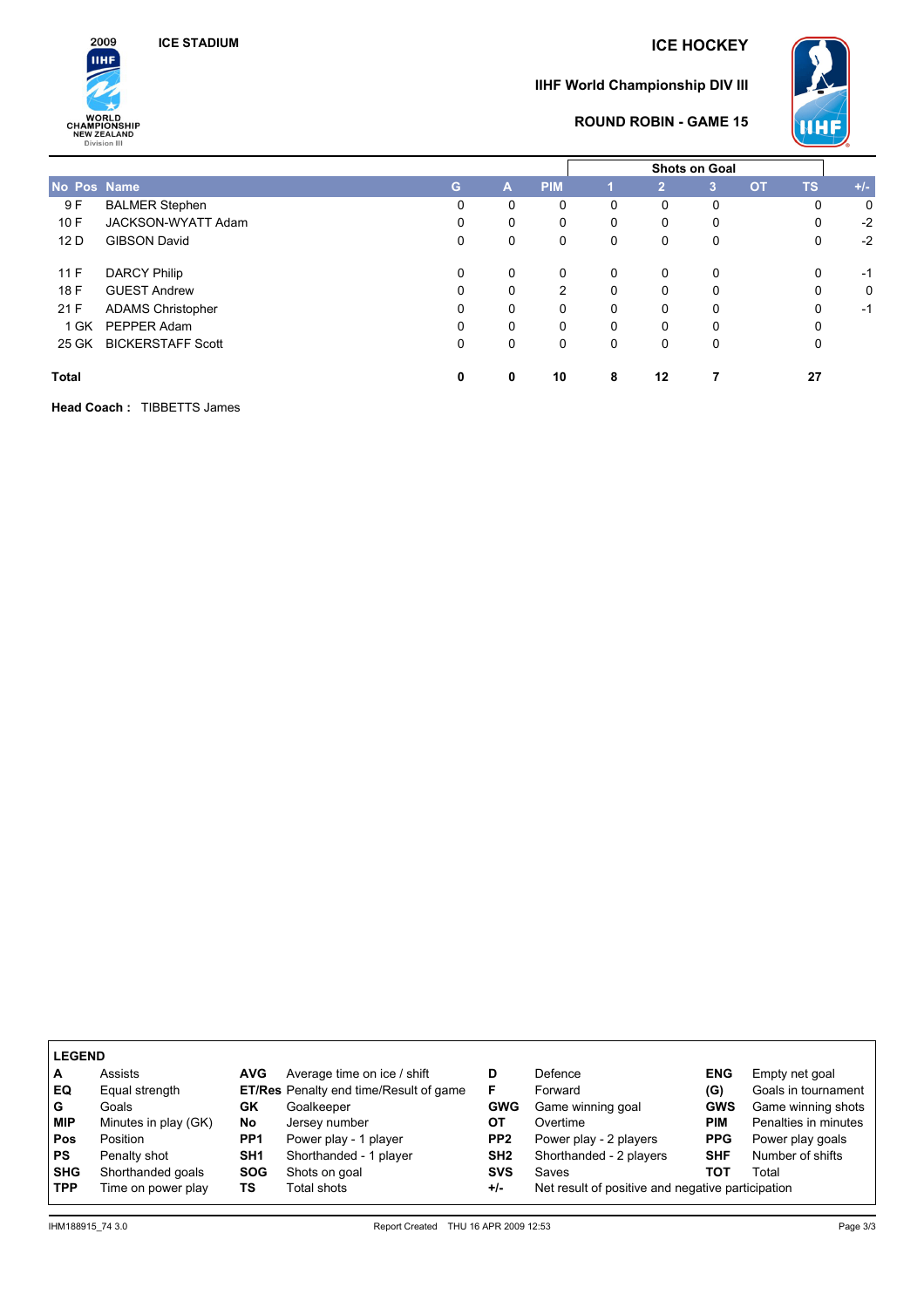ICE STADIUM

# ICE HOCKEY

## IIHF World Championship DIV III

### ROUND ROBIN - GAME 15

| No | Pos | Name | G | A | PIM | Shots on Goal 1 | 2 | 3 | OT | TS | +/- |
|---|---|---|---|---|---|---|---|---|---|---|---|
| 9 | F | BALMER Stephen | 0 | 0 | 0 | 0 | 0 | 0 | | 0 | 0 |
| 10 | F | JACKSON-WYATT Adam | 0 | 0 | 0 | 0 | 0 | 0 | | 0 | -2 |
| 12 | D | GIBSON David | 0 | 0 | 0 | 0 | 0 | 0 | | 0 | -2 |
| 11 | F | DARCY Philip | 0 | 0 | 0 | 0 | 0 | 0 | | 0 | -1 |
| 18 | F | GUEST Andrew | 0 | 0 | 2 | 0 | 0 | 0 | | 0 | 0 |
| 21 | F | ADAMS Christopher | 0 | 0 | 0 | 0 | 0 | 0 | | 0 | -1 |
| 1 | GK | PEPPER Adam | 0 | 0 | 0 | 0 | 0 | 0 | | 0 | |
| 25 | GK | BICKERSTAFF Scott | 0 | 0 | 0 | 0 | 0 | 0 | | 0 | |
| **Total** | | | **0** | **0** | **10** | **8** | **12** | **7** | | **27** | |

**Head Coach :** TIBBETTS James

**LEGEND**

| | | | | | | | |
|---|---|---|---|---|---|---|---|
| **A** | Assists | **AVG** | Average time on ice / shift | **D** | Defence | **ENG** | Empty net goal |
| **EQ** | Equal strength | **ET/Res** | Penalty end time/Result of game | **F** | Forward | **(G)** | Goals in tournament |
| **G** | Goals | **GK** | Goalkeeper | **GWG** | Game winning goal | **GWS** | Game winning shots |
| **MIP** | Minutes in play (GK) | **No** | Jersey number | **OT** | Overtime | **PIM** | Penalties in minutes |
| **Pos** | Position | **PP1** | Power play - 1 player | **PP2** | Power play - 2 players | **PPG** | Power play goals |
| **PS** | Penalty shot | **SH1** | Shorthanded - 1 player | **SH2** | Shorthanded - 2 players | **SHF** | Number of shifts |
| **SHG** | Shorthanded goals | **SOG** | Shots on goal | **SVS** | Saves | **TOT** | Total |
| **TPP** | Time on power play | **TS** | Total shots | **+/-** | Net result of positive and negative participation | | |

IHM188915_74 3.0 Report Created THU 16 APR 2009 12:53